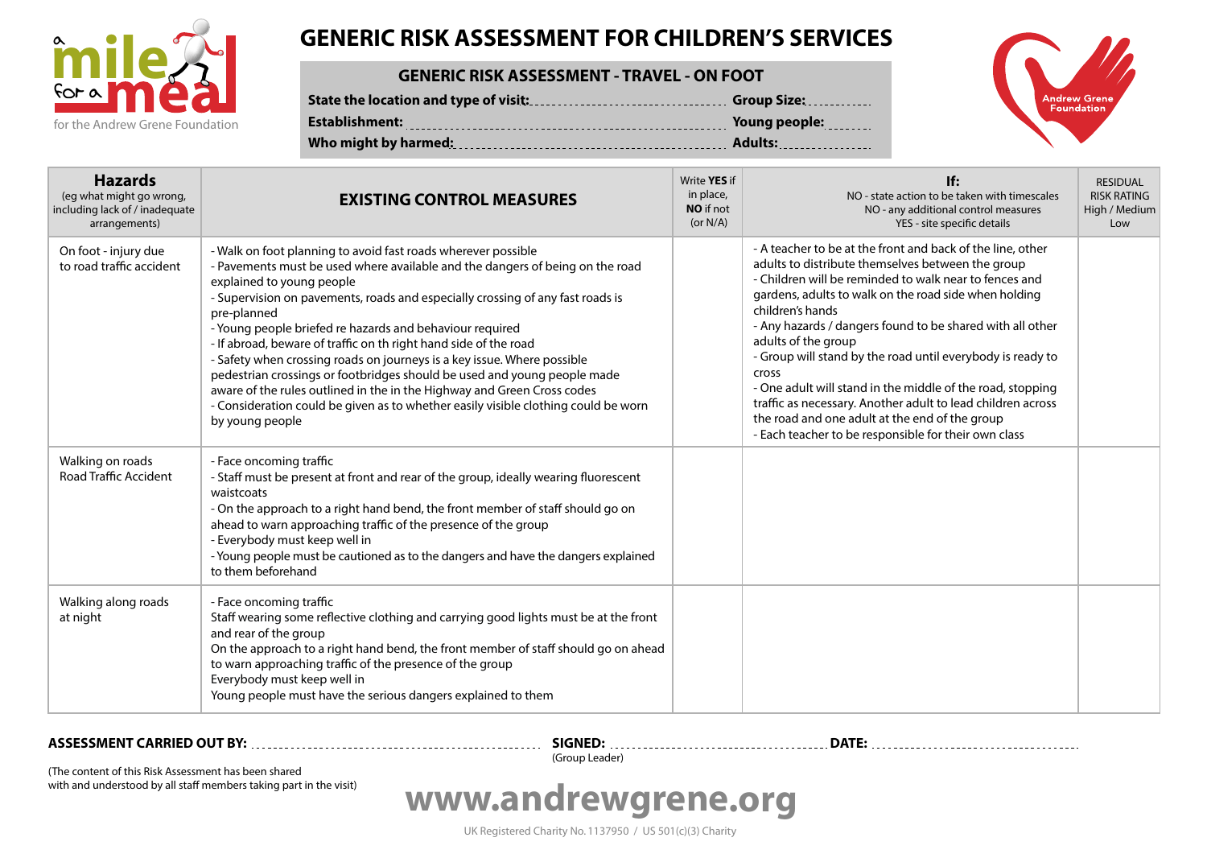a mile for a meal
for the Andrew Grene Foundation

# GENERIC RISK ASSESSMENT FOR CHILDREN'S SERVICES

## GENERIC RISK ASSESSMENT - TRAVEL - ON FOOT

**State the location and type of visit:** ............................ **Group Size:** ............

**Establishment:** ............................ **Young people:** ........

**Who might by harmed:** ............................ **Adults:** ................

Andrew Grene Foundation

| **Hazards** (eg what might go wrong, including lack of / inadequate arrangements) | **EXISTING CONTROL MEASURES** | Write **YES** if in place, **NO** if not (or N/A) | **If:** NO - state action to be taken with timescales NO - any additional control measures YES - site specific details | RESIDUAL RISK RATING High / Medium Low |
|---|---|---|---|---|
| On foot - injury due to road traffic accident | - Walk on foot planning to avoid fast roads wherever possible<br>- Pavements must be used where available and the dangers of being on the road explained to young people<br>- Supervision on pavements, roads and especially crossing of any fast roads is pre-planned<br>- Young people briefed re hazards and behaviour required<br>- If abroad, beware of traffic on th right hand side of the road<br>- Safety when crossing roads on journeys is a key issue. Where possible pedestrian crossings or footbridges should be used and young people made aware of the rules outlined in the in the Highway and Green Cross codes<br>- Consideration could be given as to whether easily visible clothing could be worn by young people | | - A teacher to be at the front and back of the line, other adults to distribute themselves between the group<br>- Children will be reminded to walk near to fences and gardens, adults to walk on the road side when holding children's hands<br>- Any hazards / dangers found to be shared with all other adults of the group<br>- Group will stand by the road until everybody is ready to cross<br>- One adult will stand in the middle of the road, stopping traffic as necessary. Another adult to lead children across the road and one adult at the end of the group<br>- Each teacher to be responsible for their own class | |
| Walking on roads Road Traffic Accident | - Face oncoming traffic<br>- Staff must be present at front and rear of the group, ideally wearing fluorescent waistcoats<br>- On the approach to a right hand bend, the front member of staff should go on ahead to warn approaching traffic of the presence of the group<br>- Everybody must keep well in<br>- Young people must be cautioned as to the dangers and have the dangers explained to them beforehand | | | |
| Walking along roads at night | - Face oncoming traffic<br>Staff wearing some reflective clothing and carrying good lights must be at the front and rear of the group<br>On the approach to a right hand bend, the front member of staff should go on ahead to warn approaching traffic of the presence of the group<br>Everybody must keep well in<br>Young people must have the serious dangers explained to them | | | |

**ASSESSMENT CARRIED OUT BY:** ............................ **SIGNED:** ............................ (Group Leader) **DATE:** ............................

(The content of this Risk Assessment has been shared with and understood by all staff members taking part in the visit)

**www.andrewgrene.org**

UK Registered Charity No. 1137950 / US 501(c)(3) Charity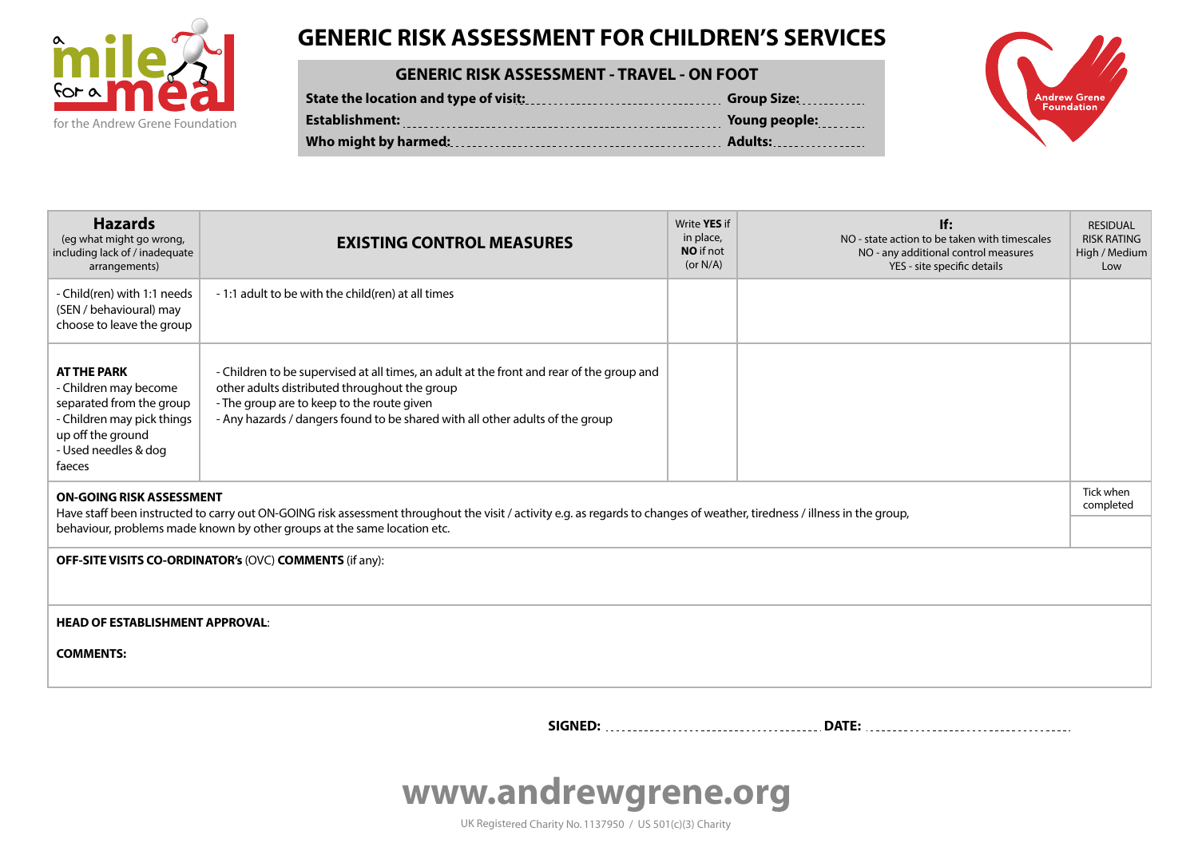# GENERIC RISK ASSESSMENT FOR CHILDREN'S SERVICES

## GENERIC RISK ASSESSMENT - TRAVEL - ON FOOT

**State the location and type of visit:** ........................................ **Group Size:** ............

**Establishment:** ........................................ **Young people:** ............

**Who might by harmed:** ........................................ **Adults:** ............

| **Hazards** (eg what might go wrong, including lack of / inadequate arrangements) | **EXISTING CONTROL MEASURES** | Write **YES** if in place, **NO** if not (or N/A) | **If:** NO - state action to be taken with timescales NO - any additional control measures YES - site specific details | RESIDUAL RISK RATING High / Medium Low |
|---|---|---|---|---|
| - Child(ren) with 1:1 needs (SEN / behavioural) may choose to leave the group | - 1:1 adult to be with the child(ren) at all times | | | |
| **AT THE PARK**<br>- Children may become separated from the group<br>- Children may pick things up off the ground<br>- Used needles & dog faeces | - Children to be supervised at all times, an adult at the front and rear of the group and other adults distributed throughout the group<br>- The group are to keep to the route given<br>- Any hazards / dangers found to be shared with all other adults of the group | | | |

| | |
|---|---|
| **ON-GOING RISK ASSESSMENT**<br>Have staff been instructed to carry out ON-GOING risk assessment throughout the visit / activity e.g. as regards to changes of weather, tiredness / illness in the group, behaviour, problems made known by other groups at the same location etc. | Tick when completed |

**OFF-SITE VISITS CO-ORDINATOR's** (OVC) **COMMENTS** (if any):

**HEAD OF ESTABLISHMENT APPROVAL**:

**COMMENTS:**

**SIGNED:** ........................................ **DATE:** ........................................

www.andrewgrene.org

UK Registered Charity No. 1137950 / US 501(c)(3) Charity